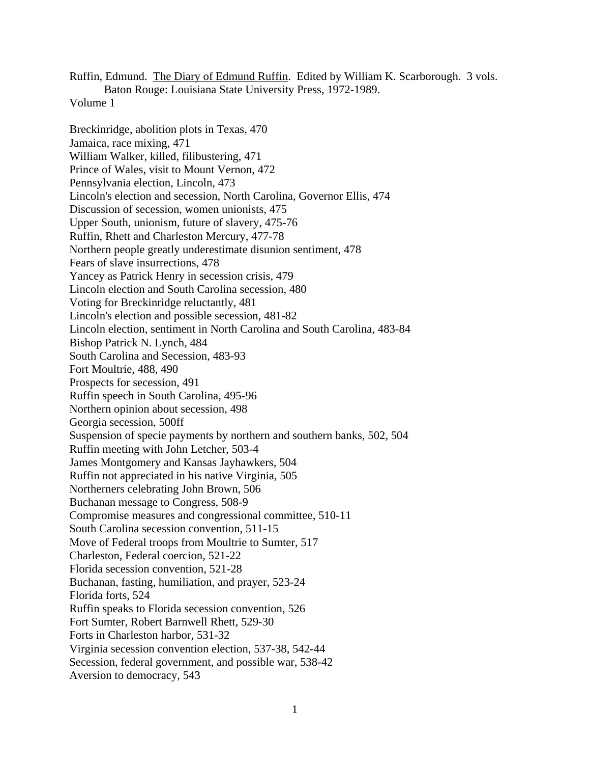Ruffin, Edmund. The Diary of Edmund Ruffin. Edited by William K. Scarborough. 3 vols. Baton Rouge: Louisiana State University Press, 1972-1989.

Volume 1

Breckinridge, abolition plots in Texas, 470
Jamaica, race mixing, 471
William Walker, killed, filibustering, 471
Prince of Wales, visit to Mount Vernon, 472
Pennsylvania election, Lincoln, 473
Lincoln's election and secession, North Carolina, Governor Ellis, 474
Discussion of secession, women unionists, 475
Upper South, unionism, future of slavery, 475-76
Ruffin, Rhett and Charleston Mercury, 477-78
Northern people greatly underestimate disunion sentiment, 478
Fears of slave insurrections, 478
Yancey as Patrick Henry in secession crisis, 479
Lincoln election and South Carolina secession, 480
Voting for Breckinridge reluctantly, 481
Lincoln's election and possible secession, 481-82
Lincoln election, sentiment in North Carolina and South Carolina, 483-84
Bishop Patrick N. Lynch, 484
South Carolina and Secession, 483-93
Fort Moultrie, 488, 490
Prospects for secession, 491
Ruffin speech in South Carolina, 495-96
Northern opinion about secession, 498
Georgia secession, 500ff
Suspension of specie payments by northern and southern banks, 502, 504
Ruffin meeting with John Letcher, 503-4
James Montgomery and Kansas Jayhawkers, 504
Ruffin not appreciated in his native Virginia, 505
Northerners celebrating John Brown, 506
Buchanan message to Congress, 508-9
Compromise measures and congressional committee, 510-11
South Carolina secession convention, 511-15
Move of Federal troops from Moultrie to Sumter, 517
Charleston, Federal coercion, 521-22
Florida secession convention, 521-28
Buchanan, fasting, humiliation, and prayer, 523-24
Florida forts, 524
Ruffin speaks to Florida secession convention, 526
Fort Sumter, Robert Barnwell Rhett, 529-30
Forts in Charleston harbor, 531-32
Virginia secession convention election, 537-38, 542-44
Secession, federal government, and possible war, 538-42
Aversion to democracy, 543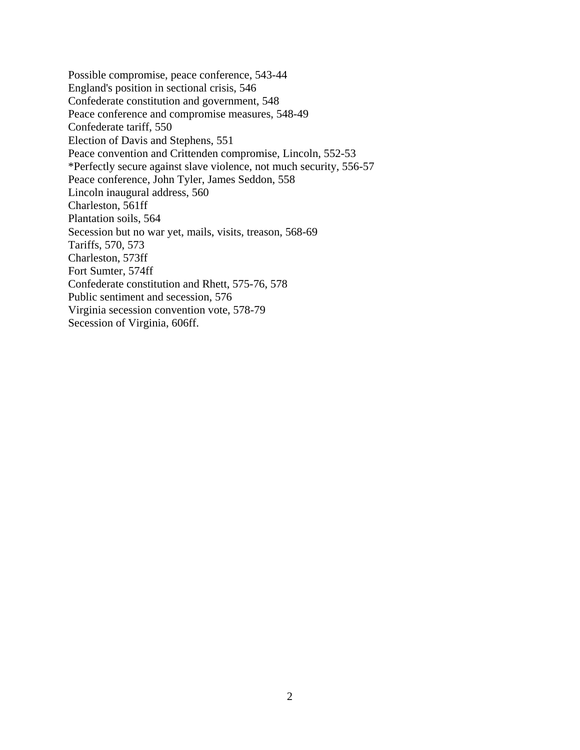Possible compromise, peace conference, 543-44
England's position in sectional crisis, 546
Confederate constitution and government, 548
Peace conference and compromise measures, 548-49
Confederate tariff, 550
Election of Davis and Stephens, 551
Peace convention and Crittenden compromise, Lincoln, 552-53
*Perfectly secure against slave violence, not much security, 556-57
Peace conference, John Tyler, James Seddon, 558
Lincoln inaugural address, 560
Charleston, 561ff
Plantation soils, 564
Secession but no war yet, mails, visits, treason, 568-69
Tariffs, 570, 573
Charleston, 573ff
Fort Sumter, 574ff
Confederate constitution and Rhett, 575-76, 578
Public sentiment and secession, 576
Virginia secession convention vote, 578-79
Secession of Virginia, 606ff.